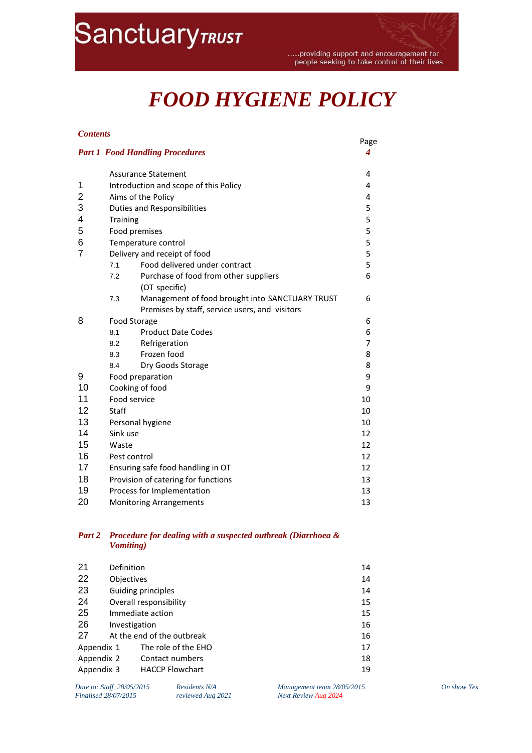Sanctuary TRUST

.....providing support and encouragement for people seeking to take control of their lives

# FOOD HYGIENE POLICY

***Contents***

| | | | Page |
|---|---|---|---|
| ***Part 1*** | ***Food Handling Procedures*** | | ***4*** |
| | Assurance Statement | | 4 |
| 1 | Introduction and scope of this Policy | | 4 |
| 2 | Aims of the Policy | | 4 |
| 3 | Duties and Responsibilities | | 5 |
| 4 | Training | | 5 |
| 5 | Food premises | | 5 |
| 6 | Temperature control | | 5 |
| 7 | Delivery and receipt of food | | 5 |
| | 7.1 | Food delivered under contract | 5 |
| | 7.2 | Purchase of food from other suppliers (OT specific) | 6 |
| | 7.3 | Management of food brought into SANCTUARY TRUST Premises by staff, service users, and visitors | 6 |
| 8 | Food Storage | | 6 |
| | 8.1 | Product Date Codes | 6 |
| | 8.2 | Refrigeration | 7 |
| | 8.3 | Frozen food | 8 |
| | 8.4 | Dry Goods Storage | 8 |
| 9 | Food preparation | | 9 |
| 10 | Cooking of food | | 9 |
| 11 | Food service | | 10 |
| 12 | Staff | | 10 |
| 13 | Personal hygiene | | 10 |
| 14 | Sink use | | 12 |
| 15 | Waste | | 12 |
| 16 | Pest control | | 12 |
| 17 | Ensuring safe food handling in OT | | 12 |
| 18 | Provision of catering for functions | | 13 |
| 19 | Process for Implementation | | 13 |
| 20 | Monitoring Arrangements | | 13 |

| | | | |
|---|---|---|---|
| ***Part 2*** | ***Procedure for dealing with a suspected outbreak (Diarrhoea & Vomiting)*** | | |
| 21 | Definition | | 14 |
| 22 | Objectives | | 14 |
| 23 | Guiding principles | | 14 |
| 24 | Overall responsibility | | 15 |
| 25 | Immediate action | | 15 |
| 26 | Investigation | | 16 |
| 27 | At the end of the outbreak | | 16 |
| Appendix 1 | The role of the EHO | | 17 |
| Appendix 2 | Contact numbers | | 18 |
| Appendix 3 | HACCP Flowchart | | 19 |

*Date to: Staff 28/05/2015*
*Finalised 28/07/2015*
*Residents N/A*
*reviewed Aug 2021*
*Management team 28/05/2015*
*Next Review Aug 2024*
*On show Yes*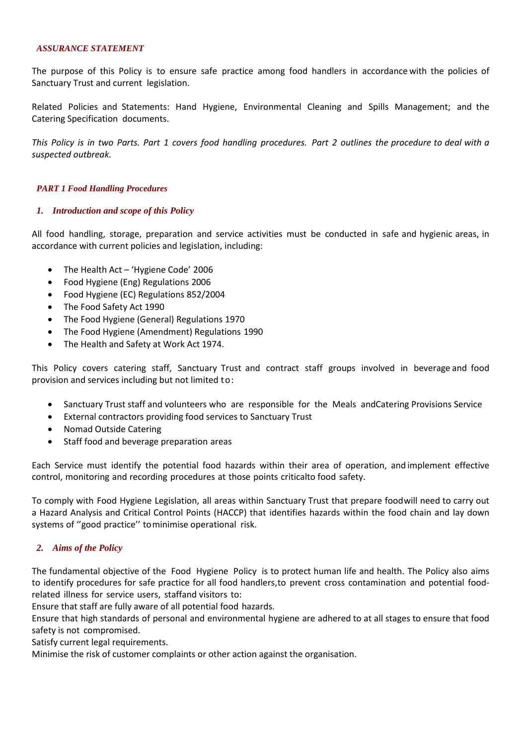***ASSURANCE STATEMENT***

The purpose of this Policy is to ensure safe practice among food handlers in accordance with the policies of Sanctuary Trust and current legislation.

Related Policies and Statements: Hand Hygiene, Environmental Cleaning and Spills Management; and the Catering Specification documents.

*This Policy is in two Parts. Part 1 covers food handling procedures. Part 2 outlines the procedure to deal with a suspected outbreak.*

## *PART 1 Food Handling Procedures*

### *1. Introduction and scope of this Policy*

All food handling, storage, preparation and service activities must be conducted in safe and hygienic areas, in accordance with current policies and legislation, including:

- The Health Act – 'Hygiene Code' 2006
- Food Hygiene (Eng) Regulations 2006
- Food Hygiene (EC) Regulations 852/2004
- The Food Safety Act 1990
- The Food Hygiene (General) Regulations 1970
- The Food Hygiene (Amendment) Regulations 1990
- The Health and Safety at Work Act 1974.

This Policy covers catering staff, Sanctuary Trust and contract staff groups involved in beverage and food provision and services including but not limited to:

- Sanctuary Trust staff and volunteers who are responsible for the Meals andCatering Provisions Service
- External contractors providing food services to Sanctuary Trust
- Nomad Outside Catering
- Staff food and beverage preparation areas

Each Service must identify the potential food hazards within their area of operation, and implement effective control, monitoring and recording procedures at those points criticalto food safety.

To comply with Food Hygiene Legislation, all areas within Sanctuary Trust that prepare foodwill need to carry out a Hazard Analysis and Critical Control Points (HACCP) that identifies hazards within the food chain and lay down systems of ''good practice'' tominimise operational risk.

### *2. Aims of the Policy*

The fundamental objective of the Food Hygiene Policy is to protect human life and health. The Policy also aims to identify procedures for safe practice for all food handlers,to prevent cross contamination and potential food-related illness for service users, staffand visitors to:

Ensure that staff are fully aware of all potential food hazards.

Ensure that high standards of personal and environmental hygiene are adhered to at all stages to ensure that food safety is not compromised.

Satisfy current legal requirements.

Minimise the risk of customer complaints or other action against the organisation.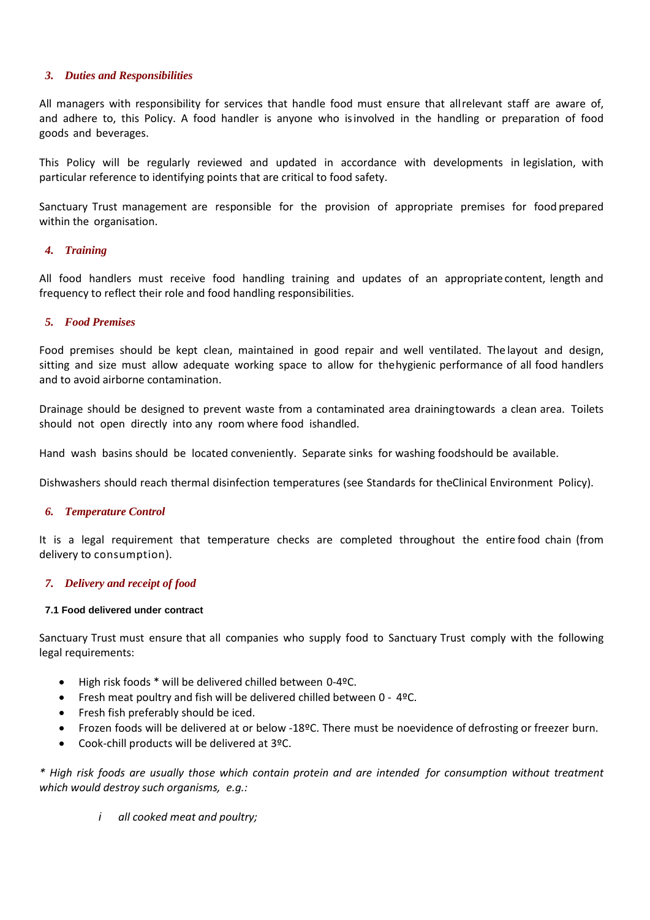## 3. *Duties and Responsibilities*

All managers with responsibility for services that handle food must ensure that all relevant staff are aware of, and adhere to, this Policy. A food handler is anyone who is involved in the handling or preparation of food goods and beverages.

This Policy will be regularly reviewed and updated in accordance with developments in legislation, with particular reference to identifying points that are critical to food safety.

Sanctuary Trust management are responsible for the provision of appropriate premises for food prepared within the organisation.

## 4. *Training*

All food handlers must receive food handling training and updates of an appropriate content, length and frequency to reflect their role and food handling responsibilities.

## 5. *Food Premises*

Food premises should be kept clean, maintained in good repair and well ventilated. The layout and design, sitting and size must allow adequate working space to allow for the hygienic performance of all food handlers and to avoid airborne contamination.

Drainage should be designed to prevent waste from a contaminated area draining towards a clean area. Toilets should not open directly into any room where food is handled.

Hand wash basins should be located conveniently. Separate sinks for washing food should be available.

Dishwashers should reach thermal disinfection temperatures (see Standards for the Clinical Environment Policy).

## 6. *Temperature Control*

It is a legal requirement that temperature checks are completed throughout the entire food chain (from delivery to consumption).

## 7. *Delivery and receipt of food*

### 7.1 Food delivered under contract

Sanctuary Trust must ensure that all companies who supply food to Sanctuary Trust comply with the following legal requirements:

- High risk foods * will be delivered chilled between 0-4ºC.
- Fresh meat poultry and fish will be delivered chilled between 0 - 4ºC.
- Fresh fish preferably should be iced.
- Frozen foods will be delivered at or below -18ºC. There must be no evidence of defrosting or freezer burn.
- Cook-chill products will be delivered at 3ºC.

*\* High risk foods are usually those which contain protein and are intended for consumption without treatment which would destroy such organisms, e.g.:*

*i all cooked meat and poultry;*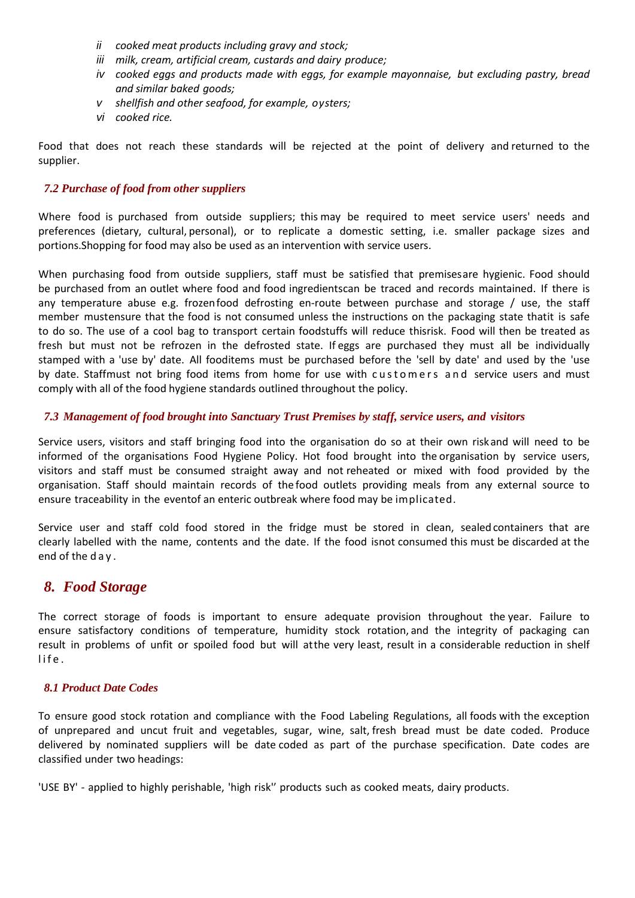*ii cooked meat products including gravy and stock;*
*iii milk, cream, artificial cream, custards and dairy produce;*
*iv cooked eggs and products made with eggs, for example mayonnaise, but excluding pastry, bread and similar baked goods;*
*v shellfish and other seafood, for example, oysters;*
*vi cooked rice.*

Food that does not reach these standards will be rejected at the point of delivery and returned to the supplier.

### 7.2 Purchase of food from other suppliers

Where food is purchased from outside suppliers; this may be required to meet service users' needs and preferences (dietary, cultural, personal), or to replicate a domestic setting, i.e. smaller package sizes and portions.Shopping for food may also be used as an intervention with service users.

When purchasing food from outside suppliers, staff must be satisfied that premisesare hygienic. Food should be purchased from an outlet where food and food ingredientscan be traced and records maintained. If there is any temperature abuse e.g. frozenfood defrosting en-route between purchase and storage / use, the staff member mustensure that the food is not consumed unless the instructions on the packaging state thatit is safe to do so. The use of a cool bag to transport certain foodstuffs will reduce thisrisk. Food will then be treated as fresh but must not be refrozen in the defrosted state. If eggs are purchased they must all be individually stamped with a 'use by' date. All fooditems must be purchased before the 'sell by date' and used by the 'use by date. Staffmust not bring food items from home for use with customers and service users and must comply with all of the food hygiene standards outlined throughout the policy.

### 7.3 Management of food brought into Sanctuary Trust Premises by staff, service users, and visitors

Service users, visitors and staff bringing food into the organisation do so at their own riskand will need to be informed of the organisations Food Hygiene Policy. Hot food brought into the organisation by service users, visitors and staff must be consumed straight away and not reheated or mixed with food provided by the organisation. Staff should maintain records of the food outlets providing meals from any external source to ensure traceability in the eventof an enteric outbreak where food may be implicated.

Service user and staff cold food stored in the fridge must be stored in clean, sealed containers that are clearly labelled with the name, contents and the date. If the food isnot consumed this must be discarded at the end of the day.

## 8. Food Storage

The correct storage of foods is important to ensure adequate provision throughout the year. Failure to ensure satisfactory conditions of temperature, humidity stock rotation, and the integrity of packaging can result in problems of unfit or spoiled food but will atthe very least, result in a considerable reduction in shelf life.

### 8.1 Product Date Codes

To ensure good stock rotation and compliance with the Food Labeling Regulations, all foods with the exception of unprepared and uncut fruit and vegetables, sugar, wine, salt, fresh bread must be date coded. Produce delivered by nominated suppliers will be date coded as part of the purchase specification. Date codes are classified under two headings:

'USE BY' - applied to highly perishable, 'high risk'' products such as cooked meats, dairy products.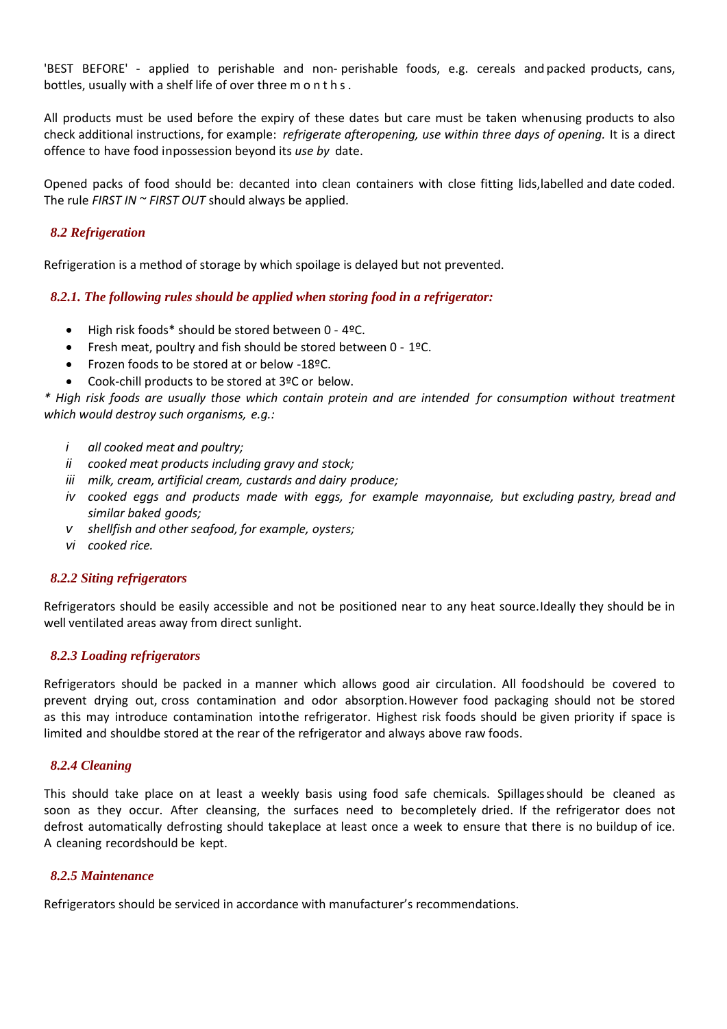'BEST BEFORE' - applied to perishable and non- perishable foods, e.g. cereals and packed products, cans, bottles, usually with a shelf life of over three m o n t h s .

All products must be used before the expiry of these dates but care must be taken when using products to also check additional instructions, for example: *refrigerate after opening, use within three days of opening.* It is a direct offence to have food in possession beyond its *use by* date.

Opened packs of food should be: decanted into clean containers with close fitting lids, labelled and date coded. The rule *FIRST IN ~ FIRST OUT* should always be applied.

### *8.2 Refrigeration*

Refrigeration is a method of storage by which spoilage is delayed but not prevented.

#### *8.2.1. The following rules should be applied when storing food in a refrigerator:*

- High risk foods* should be stored between 0 - 4ºC.
- Fresh meat, poultry and fish should be stored between 0 - 1ºC.
- Frozen foods to be stored at or below -18ºC.
- Cook-chill products to be stored at 3ºC or below.

*\* High risk foods are usually those which contain protein and are intended for consumption without treatment which would destroy such organisms, e.g.:*

- *i* *all cooked meat and poultry;*
- *ii* *cooked meat products including gravy and stock;*
- *iii* *milk, cream, artificial cream, custards and dairy produce;*
- *iv* *cooked eggs and products made with eggs, for example mayonnaise, but excluding pastry, bread and similar baked goods;*
- *v* *shellfish and other seafood, for example, oysters;*
- *vi* *cooked rice.*

#### *8.2.2 Siting refrigerators*

Refrigerators should be easily accessible and not be positioned near to any heat source. Ideally they should be in well ventilated areas away from direct sunlight.

#### *8.2.3 Loading refrigerators*

Refrigerators should be packed in a manner which allows good air circulation. All food should be covered to prevent drying out, cross contamination and odor absorption. However food packaging should not be stored as this may introduce contamination into the refrigerator. Highest risk foods should be given priority if space is limited and should be stored at the rear of the refrigerator and always above raw foods.

#### *8.2.4 Cleaning*

This should take place on at least a weekly basis using food safe chemicals. Spillages should be cleaned as soon as they occur. After cleansing, the surfaces need to be completely dried. If the refrigerator does not defrost automatically defrosting should take place at least once a week to ensure that there is no buildup of ice. A cleaning record should be kept.

#### *8.2.5 Maintenance*

Refrigerators should be serviced in accordance with manufacturer's recommendations.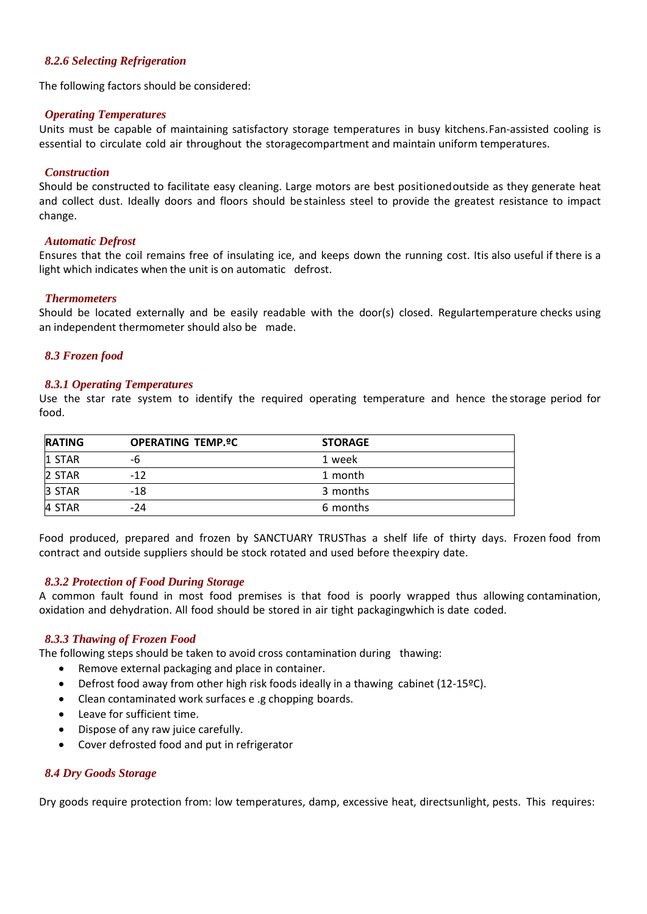### *8.2.6 Selecting Refrigeration*

The following factors should be considered:

#### *Operating Temperatures*

Units must be capable of maintaining satisfactory storage temperatures in busy kitchens. Fan-assisted cooling is essential to circulate cold air throughout the storagecompartment and maintain uniform temperatures.

#### *Construction*

Should be constructed to facilitate easy cleaning. Large motors are best positionedoutside as they generate heat and collect dust. Ideally doors and floors should be stainless steel to provide the greatest resistance to impact change.

#### *Automatic Defrost*

Ensures that the coil remains free of insulating ice, and keeps down the running cost. Itis also useful if there is a light which indicates when the unit is on automatic defrost.

#### *Thermometers*

Should be located externally and be easily readable with the door(s) closed. Regulartemperature checks using an independent thermometer should also be made.

## *8.3 Frozen food*

### *8.3.1 Operating Temperatures*

Use the star rate system to identify the required operating temperature and hence the storage period for food.

| RATING | OPERATING TEMP.ºC | STORAGE |
|---|---|---|
| 1 STAR | -6 | 1 week |
| 2 STAR | -12 | 1 month |
| 3 STAR | -18 | 3 months |
| 4 STAR | -24 | 6 months |

Food produced, prepared and frozen by SANCTUARY TRUSThas a shelf life of thirty days. Frozen food from contract and outside suppliers should be stock rotated and used before theexpiry date.

### *8.3.2 Protection of Food During Storage*

A common fault found in most food premises is that food is poorly wrapped thus allowing contamination, oxidation and dehydration. All food should be stored in air tight packagingwhich is date coded.

### *8.3.3 Thawing of Frozen Food*

The following steps should be taken to avoid cross contamination during thawing:

- Remove external packaging and place in container.
- Defrost food away from other high risk foods ideally in a thawing cabinet (12-15ºC).
- Clean contaminated work surfaces e .g chopping boards.
- Leave for sufficient time.
- Dispose of any raw juice carefully.
- Cover defrosted food and put in refrigerator

## *8.4 Dry Goods Storage*

Dry goods require protection from: low temperatures, damp, excessive heat, directsunlight, pests. This requires: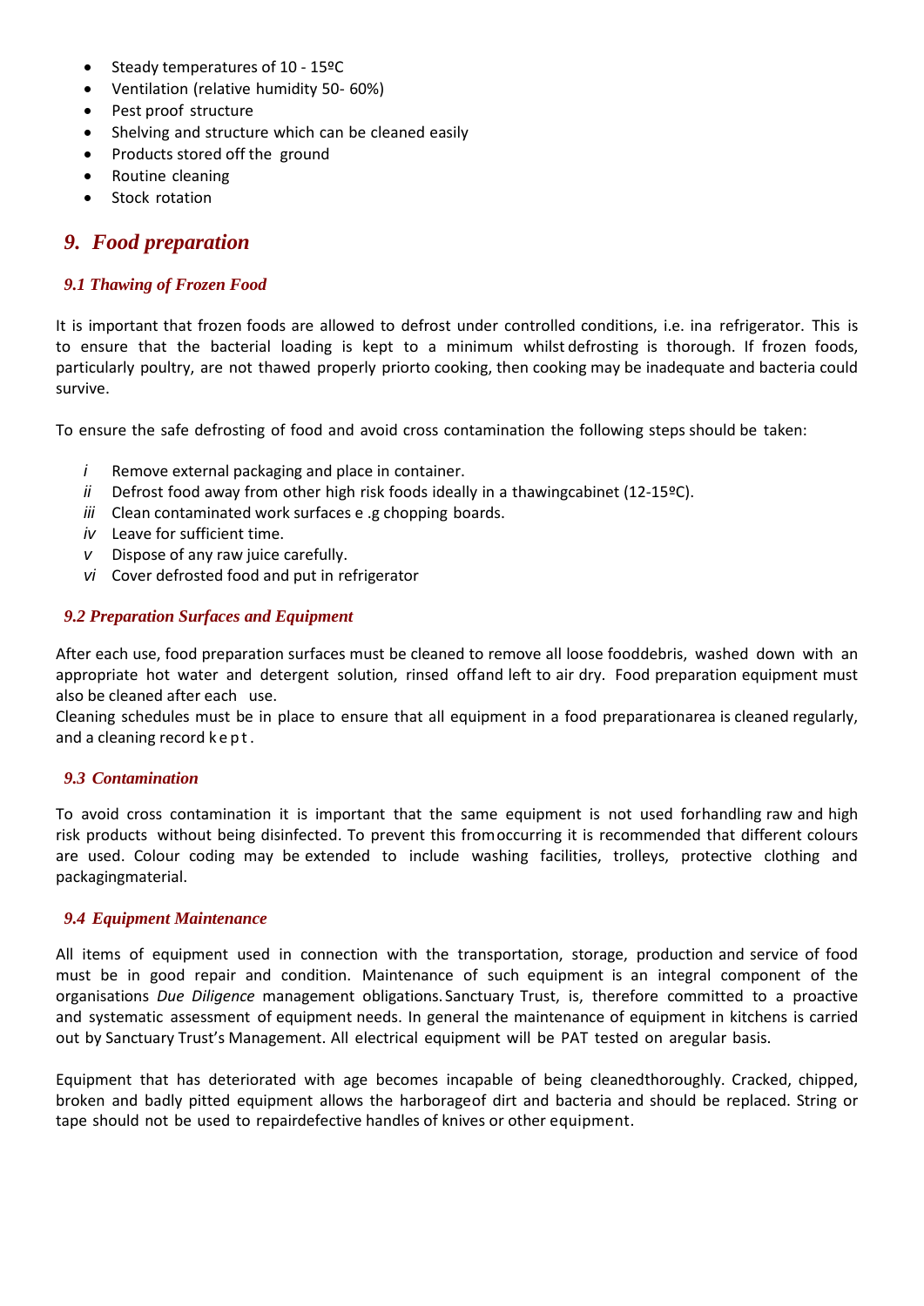- Steady temperatures of 10 - 15ºC
- Ventilation (relative humidity 50- 60%)
- Pest proof structure
- Shelving and structure which can be cleaned easily
- Products stored off the ground
- Routine cleaning
- Stock rotation

## *9. Food preparation*

### *9.1 Thawing of Frozen Food*

It is important that frozen foods are allowed to defrost under controlled conditions, i.e. ina refrigerator. This is to ensure that the bacterial loading is kept to a minimum whilst defrosting is thorough. If frozen foods, particularly poultry, are not thawed properly priorto cooking, then cooking may be inadequate and bacteria could survive.

To ensure the safe defrosting of food and avoid cross contamination the following steps should be taken:

*i* Remove external packaging and place in container.
*ii* Defrost food away from other high risk foods ideally in a thawingcabinet (12-15ºC).
*iii* Clean contaminated work surfaces e .g chopping boards.
*iv* Leave for sufficient time.
*v* Dispose of any raw juice carefully.
*vi* Cover defrosted food and put in refrigerator

### *9.2 Preparation Surfaces and Equipment*

After each use, food preparation surfaces must be cleaned to remove all loose fooddebris, washed down with an appropriate hot water and detergent solution, rinsed offand left to air dry. Food preparation equipment must also be cleaned after each use.
Cleaning schedules must be in place to ensure that all equipment in a food preparationarea is cleaned regularly, and a cleaning record kept.

### *9.3 Contamination*

To avoid cross contamination it is important that the same equipment is not used forhandling raw and high risk products without being disinfected. To prevent this fromoccurring it is recommended that different colours are used. Colour coding may be extended to include washing facilities, trolleys, protective clothing and packagingmaterial.

### *9.4 Equipment Maintenance*

All items of equipment used in connection with the transportation, storage, production and service of food must be in good repair and condition. Maintenance of such equipment is an integral component of the organisations *Due Diligence* management obligations. Sanctuary Trust, is, therefore committed to a proactive and systematic assessment of equipment needs. In general the maintenance of equipment in kitchens is carried out by Sanctuary Trust's Management. All electrical equipment will be PAT tested on aregular basis.

Equipment that has deteriorated with age becomes incapable of being cleanedthoroughly. Cracked, chipped, broken and badly pitted equipment allows the harborageof dirt and bacteria and should be replaced. String or tape should not be used to repairdefective handles of knives or other equipment.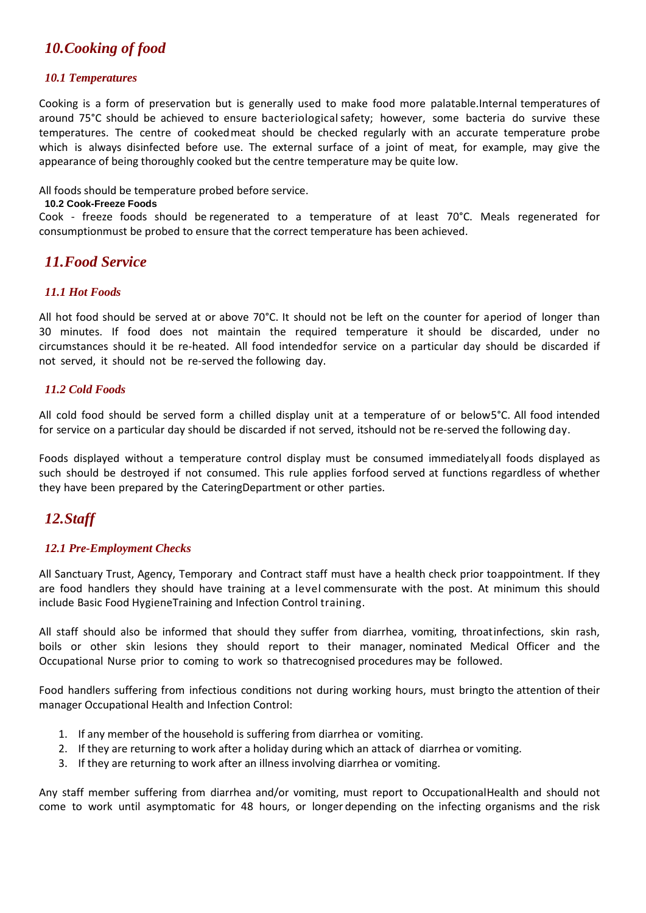## *10. Cooking of food*

### *10.1 Temperatures*

Cooking is a form of preservation but is generally used to make food more palatable.Internal temperatures of around 75°C should be achieved to ensure bacteriological safety; however, some bacteria do survive these temperatures. The centre of cooked meat should be checked regularly with an accurate temperature probe which is always disinfected before use. The external surface of a joint of meat, for example, may give the appearance of being thoroughly cooked but the centre temperature may be quite low.

All foods should be temperature probed before service.

**10.2 Cook-Freeze Foods**

Cook - freeze foods should be regenerated to a temperature of at least 70°C. Meals regenerated for consumptionmust be probed to ensure that the correct temperature has been achieved.

## *11. Food Service*

### *11.1 Hot Foods*

All hot food should be served at or above 70°C. It should not be left on the counter for aperiod of longer than 30 minutes. If food does not maintain the required temperature it should be discarded, under no circumstances should it be re-heated. All food intendedfor service on a particular day should be discarded if not served, it should not be re-served the following day.

### *11.2 Cold Foods*

All cold food should be served form a chilled display unit at a temperature of or below5°C. All food intended for service on a particular day should be discarded if not served, itshould not be re-served the following day.

Foods displayed without a temperature control display must be consumed immediatelyall foods displayed as such should be destroyed if not consumed. This rule applies forfood served at functions regardless of whether they have been prepared by the CateringDepartment or other parties.

## *12. Staff*

### *12.1 Pre-Employment Checks*

All Sanctuary Trust, Agency, Temporary and Contract staff must have a health check prior toappointment. If they are food handlers they should have training at a level commensurate with the post. At minimum this should include Basic Food HygieneTraining and Infection Control training.

All staff should also be informed that should they suffer from diarrhea, vomiting, throatinfections, skin rash, boils or other skin lesions they should report to their manager, nominated Medical Officer and the Occupational Nurse prior to coming to work so thatrecognised procedures may be followed.

Food handlers suffering from infectious conditions not during working hours, must bringto the attention of their manager Occupational Health and Infection Control:

1. If any member of the household is suffering from diarrhea or vomiting.
2. If they are returning to work after a holiday during which an attack of diarrhea or vomiting.
3. If they are returning to work after an illness involving diarrhea or vomiting.

Any staff member suffering from diarrhea and/or vomiting, must report to OccupationalHealth and should not come to work until asymptomatic for 48 hours, or longer depending on the infecting organisms and the risk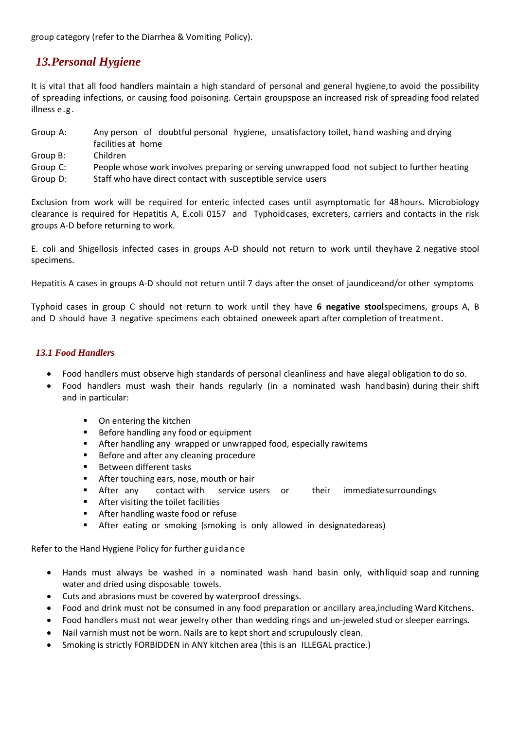group category (refer to the Diarrhea & Vomiting Policy).

## 13. Personal Hygiene

It is vital that all food handlers maintain a high standard of personal and general hygiene,to avoid the possibility of spreading infections, or causing food poisoning. Certain groupspose an increased risk of spreading food related illness e.g.

Group A: Any person of doubtful personal hygiene, unsatisfactory toilet, hand washing and drying facilities at home

Group B: Children

Group C: People whose work involves preparing or serving unwrapped food not subject to further heating

Group D: Staff who have direct contact with susceptible service users

Exclusion from work will be required for enteric infected cases until asymptomatic for 48 hours. Microbiology clearance is required for Hepatitis A, E.coli 0157 and Typhoidcases, excreters, carriers and contacts in the risk groups A-D before returning to work.

E. coli and Shigellosis infected cases in groups A-D should not return to work until theyhave 2 negative stool specimens.

Hepatitis A cases in groups A-D should not return until 7 days after the onset of jaundiceand/or other symptoms

Typhoid cases in group C should not return to work until they have **6 negative stool**specimens, groups A, B and D should have 3 negative specimens each obtained oneweek apart after completion of treatment.

### 13.1 Food Handlers

- Food handlers must observe high standards of personal cleanliness and have alegal obligation to do so.
- Food handlers must wash their hands regularly (in a nominated wash handbasin) during their shift and in particular:
  - On entering the kitchen
  - Before handling any food or equipment
  - After handling any wrapped or unwrapped food, especially rawitems
  - Before and after any cleaning procedure
  - Between different tasks
  - After touching ears, nose, mouth or hair
  - After any contact with service users or their immediatesurroundings
  - After visiting the toilet facilities
  - After handling waste food or refuse
  - After eating or smoking (smoking is only allowed in designatedareas)

Refer to the Hand Hygiene Policy for further guidance

- Hands must always be washed in a nominated wash hand basin only, withliquid soap and running water and dried using disposable towels.
- Cuts and abrasions must be covered by waterproof dressings.
- Food and drink must not be consumed in any food preparation or ancillary area,including Ward Kitchens.
- Food handlers must not wear jewelry other than wedding rings and un-jeweled stud or sleeper earrings.
- Nail varnish must not be worn. Nails are to kept short and scrupulously clean.
- Smoking is strictly FORBIDDEN in ANY kitchen area (this is an ILLEGAL practice.)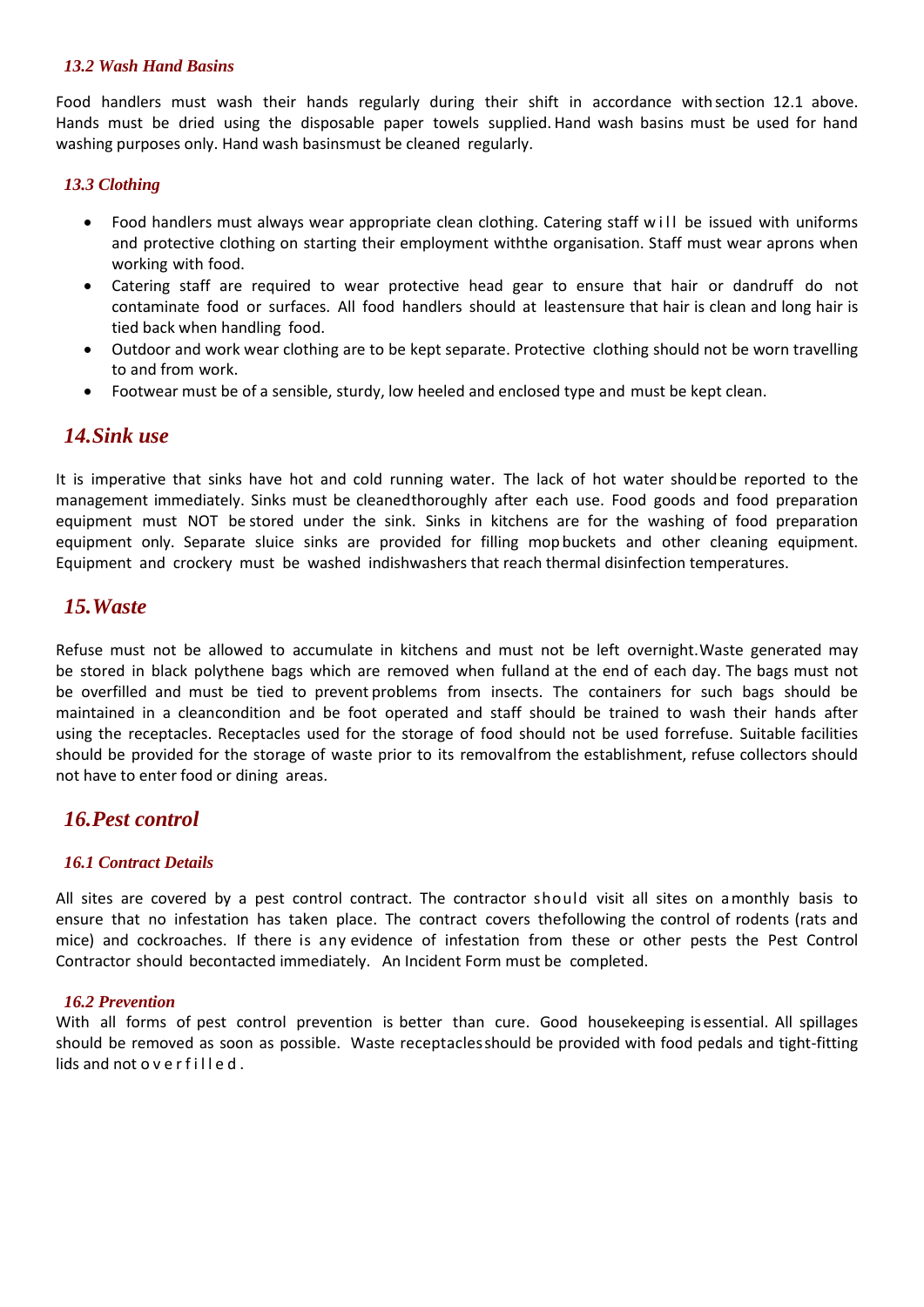### *13.2 Wash Hand Basins*

Food handlers must wash their hands regularly during their shift in accordance with section 12.1 above. Hands must be dried using the disposable paper towels supplied. Hand wash basins must be used for hand washing purposes only. Hand wash basinsmust be cleaned regularly.

### *13.3 Clothing*

- Food handlers must always wear appropriate clean clothing. Catering staff will be issued with uniforms and protective clothing on starting their employment withthe organisation. Staff must wear aprons when working with food.
- Catering staff are required to wear protective head gear to ensure that hair or dandruff do not contaminate food or surfaces. All food handlers should at leastensure that hair is clean and long hair is tied back when handling food.
- Outdoor and work wear clothing are to be kept separate. Protective clothing should not be worn travelling to and from work.
- Footwear must be of a sensible, sturdy, low heeled and enclosed type and must be kept clean.

## *14. Sink use*

It is imperative that sinks have hot and cold running water. The lack of hot water should be reported to the management immediately. Sinks must be cleanedthoroughly after each use. Food goods and food preparation equipment must NOT be stored under the sink. Sinks in kitchens are for the washing of food preparation equipment only. Separate sluice sinks are provided for filling mop buckets and other cleaning equipment. Equipment and crockery must be washed indishwashers that reach thermal disinfection temperatures.

## *15. Waste*

Refuse must not be allowed to accumulate in kitchens and must not be left overnight. Waste generated may be stored in black polythene bags which are removed when fulland at the end of each day. The bags must not be overfilled and must be tied to prevent problems from insects. The containers for such bags should be maintained in a cleancondition and be foot operated and staff should be trained to wash their hands after using the receptacles. Receptacles used for the storage of food should not be used forrefuse. Suitable facilities should be provided for the storage of waste prior to its removalfrom the establishment, refuse collectors should not have to enter food or dining areas.

## *16. Pest control*

### *16.1 Contract Details*

All sites are covered by a pest control contract. The contractor should visit all sites on a monthly basis to ensure that no infestation has taken place. The contract covers thefollowing the control of rodents (rats and mice) and cockroaches. If there is any evidence of infestation from these or other pests the Pest Control Contractor should becontacted immediately. An Incident Form must be completed.

### *16.2 Prevention*

With all forms of pest control prevention is better than cure. Good housekeeping is essential. All spillages should be removed as soon as possible. Waste receptaclesshould be provided with food pedals and tight-fitting lids and not overfilled.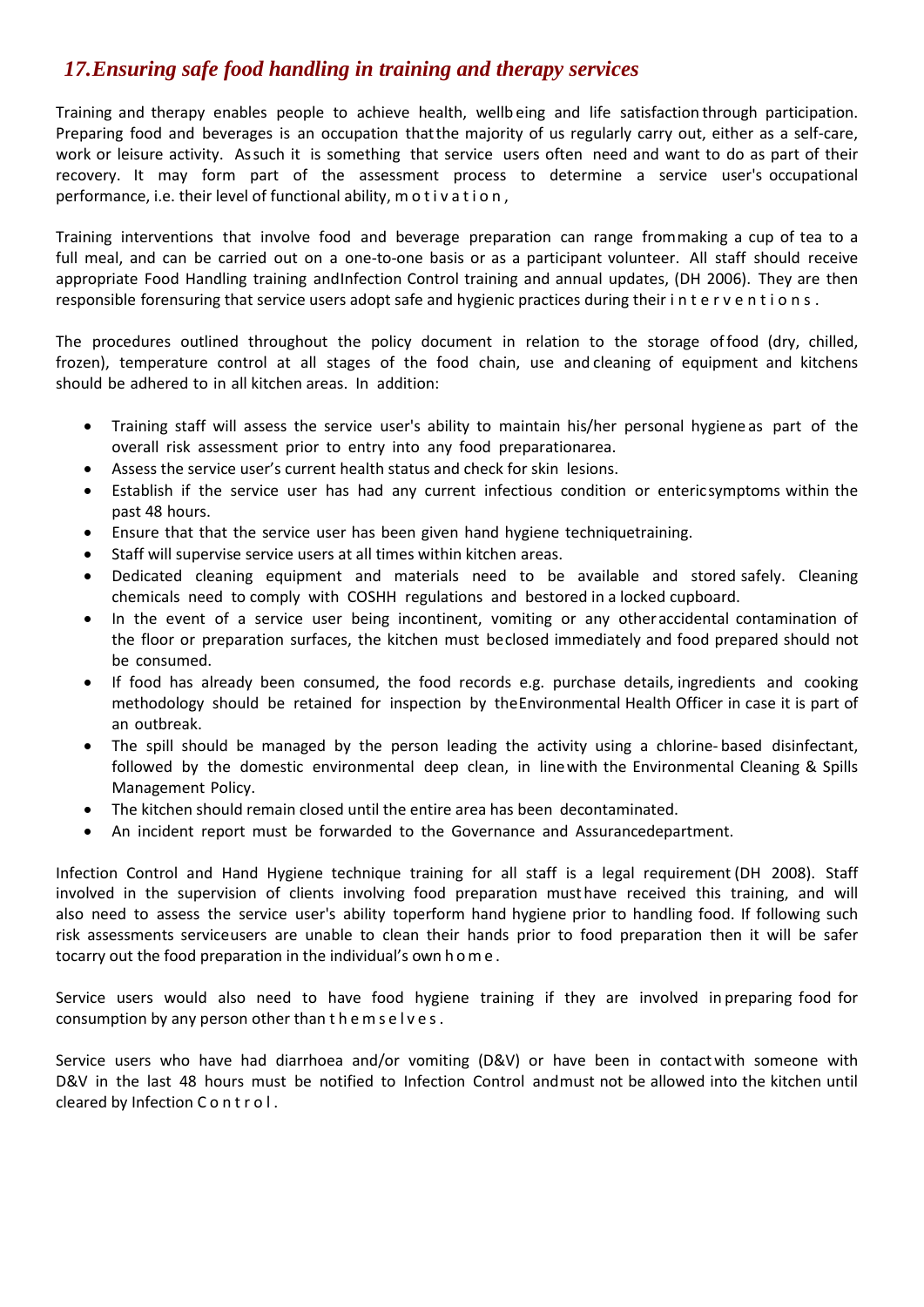## *17. Ensuring safe food handling in training and therapy services*

Training and therapy enables people to achieve health, wellbeing and life satisfaction through participation. Preparing food and beverages is an occupation that the majority of us regularly carry out, either as a self-care, work or leisure activity. As such it is something that service users often need and want to do as part of their recovery. It may form part of the assessment process to determine a service user's occupational performance, i.e. their level of functional ability, motivation,

Training interventions that involve food and beverage preparation can range from making a cup of tea to a full meal, and can be carried out on a one-to-one basis or as a participant volunteer. All staff should receive appropriate Food Handling training and Infection Control training and annual updates, (DH 2006). They are then responsible for ensuring that service users adopt safe and hygienic practices during their interventions.

The procedures outlined throughout the policy document in relation to the storage of food (dry, chilled, frozen), temperature control at all stages of the food chain, use and cleaning of equipment and kitchens should be adhered to in all kitchen areas. In addition:

- Training staff will assess the service user's ability to maintain his/her personal hygiene as part of the overall risk assessment prior to entry into any food preparation area.
- Assess the service user's current health status and check for skin lesions.
- Establish if the service user has had any current infectious condition or enteric symptoms within the past 48 hours.
- Ensure that that the service user has been given hand hygiene technique training.
- Staff will supervise service users at all times within kitchen areas.
- Dedicated cleaning equipment and materials need to be available and stored safely. Cleaning chemicals need to comply with COSHH regulations and be stored in a locked cupboard.
- In the event of a service user being incontinent, vomiting or any other accidental contamination of the floor or preparation surfaces, the kitchen must be closed immediately and food prepared should not be consumed.
- If food has already been consumed, the food records e.g. purchase details, ingredients and cooking methodology should be retained for inspection by the Environmental Health Officer in case it is part of an outbreak.
- The spill should be managed by the person leading the activity using a chlorine-based disinfectant, followed by the domestic environmental deep clean, in line with the Environmental Cleaning & Spills Management Policy.
- The kitchen should remain closed until the entire area has been decontaminated.
- An incident report must be forwarded to the Governance and Assurance department.

Infection Control and Hand Hygiene technique training for all staff is a legal requirement (DH 2008). Staff involved in the supervision of clients involving food preparation must have received this training, and will also need to assess the service user's ability to perform hand hygiene prior to handling food. If following such risk assessments service users are unable to clean their hands prior to food preparation then it will be safer to carry out the food preparation in the individual's own home.

Service users would also need to have food hygiene training if they are involved in preparing food for consumption by any person other than themselves.

Service users who have had diarrhoea and/or vomiting (D&V) or have been in contact with someone with D&V in the last 48 hours must be notified to Infection Control and must not be allowed into the kitchen until cleared by Infection Control.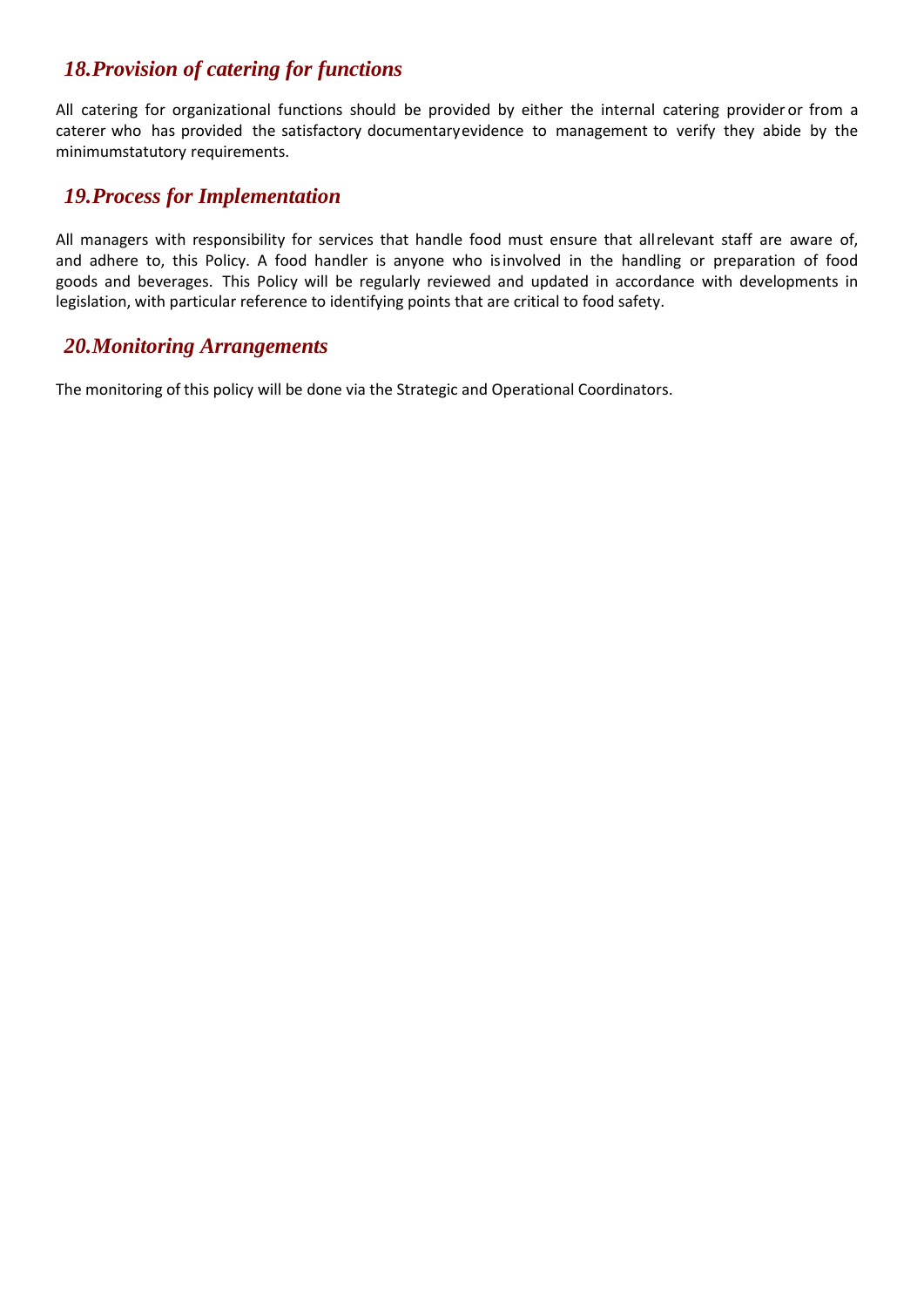## *18. Provision of catering for functions*

All catering for organizational functions should be provided by either the internal catering provider or from a caterer who has provided the satisfactory documentary evidence to management to verify they abide by the minimum statutory requirements.

## *19. Process for Implementation*

All managers with responsibility for services that handle food must ensure that all relevant staff are aware of, and adhere to, this Policy. A food handler is anyone who is involved in the handling or preparation of food goods and beverages. This Policy will be regularly reviewed and updated in accordance with developments in legislation, with particular reference to identifying points that are critical to food safety.

## *20. Monitoring Arrangements*

The monitoring of this policy will be done via the Strategic and Operational Coordinators.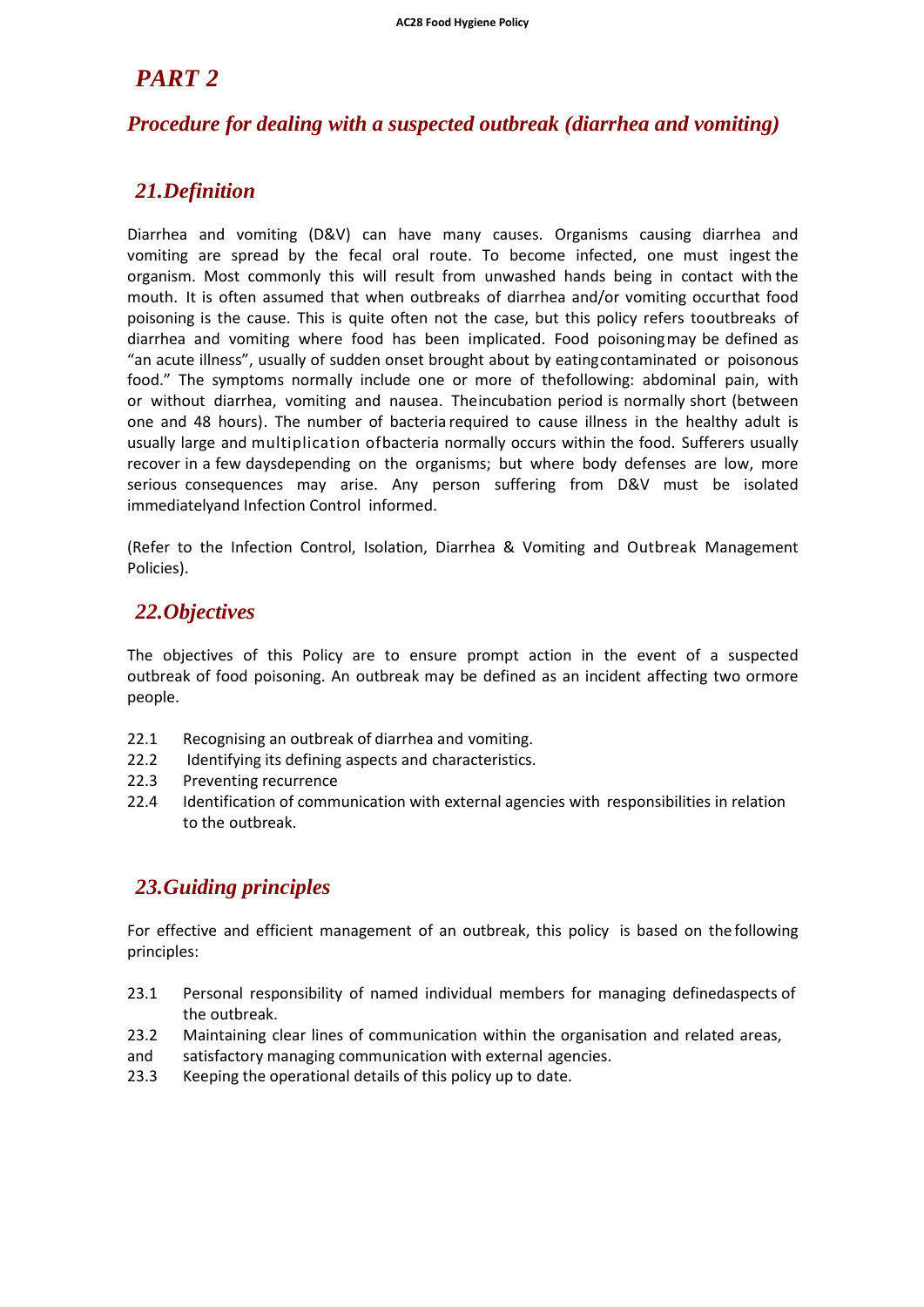# *PART 2*

## *Procedure for dealing with a suspected outbreak (diarrhea and vomiting)*

## *21.Definition*

Diarrhea and vomiting (D&V) can have many causes. Organisms causing diarrhea and vomiting are spread by the fecal oral route. To become infected, one must ingest the organism. Most commonly this will result from unwashed hands being in contact with the mouth. It is often assumed that when outbreaks of diarrhea and/or vomiting occurthat food poisoning is the cause. This is quite often not the case, but this policy refers tooutbreaks of diarrhea and vomiting where food has been implicated. Food poisoningmay be defined as "an acute illness", usually of sudden onset brought about by eatingcontaminated or poisonous food." The symptoms normally include one or more of thefollowing: abdominal pain, with or without diarrhea, vomiting and nausea. Theincubation period is normally short (between one and 48 hours). The number of bacteria required to cause illness in the healthy adult is usually large and multiplication ofbacteria normally occurs within the food. Sufferers usually recover in a few daysdepending on the organisms; but where body defenses are low, more serious consequences may arise. Any person suffering from D&V must be isolated immediatelyand Infection Control informed.

(Refer to the Infection Control, Isolation, Diarrhea & Vomiting and Outbreak Management Policies).

## *22.Objectives*

The objectives of this Policy are to ensure prompt action in the event of a suspected outbreak of food poisoning. An outbreak may be defined as an incident affecting two ormore people.

22.1 Recognising an outbreak of diarrhea and vomiting.
22.2 Identifying its defining aspects and characteristics.
22.3 Preventing recurrence
22.4 Identification of communication with external agencies with responsibilities in relation to the outbreak.

## *23.Guiding principles*

For effective and efficient management of an outbreak, this policy is based on the following principles:

23.1 Personal responsibility of named individual members for managing definedaspects of the outbreak.
23.2 Maintaining clear lines of communication within the organisation and related areas, and satisfactory managing communication with external agencies.
23.3 Keeping the operational details of this policy up to date.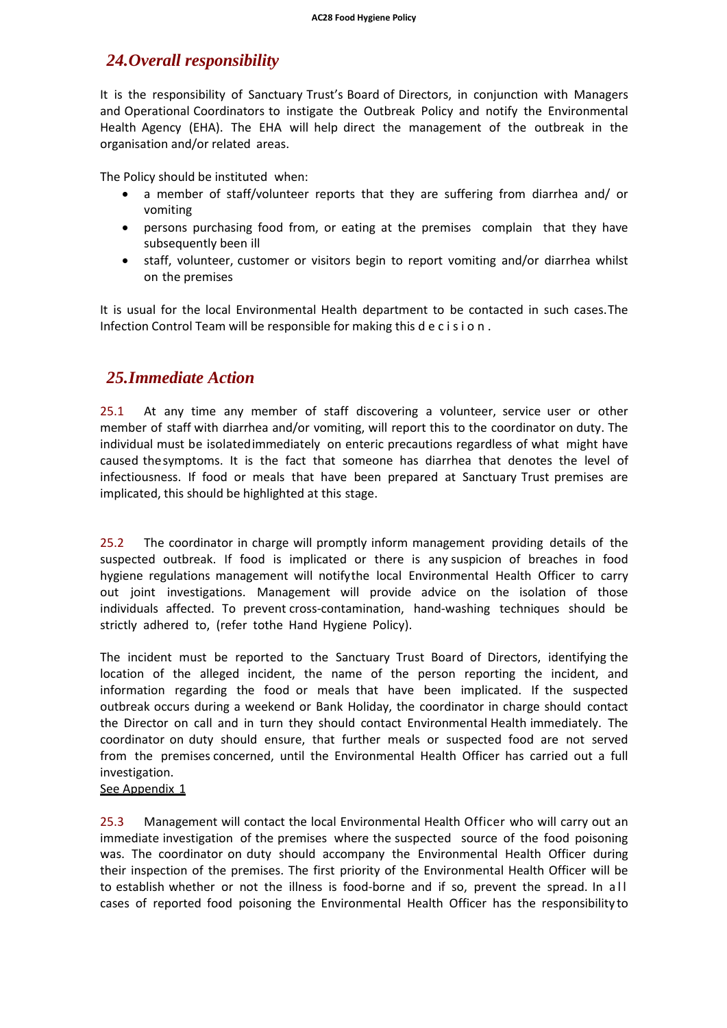## *24.Overall responsibility*

It is the responsibility of Sanctuary Trust's Board of Directors, in conjunction with Managers and Operational Coordinators to instigate the Outbreak Policy and notify the Environmental Health Agency (EHA). The EHA will help direct the management of the outbreak in the organisation and/or related areas.

The Policy should be instituted when:

- a member of staff/volunteer reports that they are suffering from diarrhea and/ or vomiting
- persons purchasing food from, or eating at the premises complain that they have subsequently been ill
- staff, volunteer, customer or visitors begin to report vomiting and/or diarrhea whilst on the premises

It is usual for the local Environmental Health department to be contacted in such cases.The Infection Control Team will be responsible for making this decision.

## *25.Immediate Action*

25.1 At any time any member of staff discovering a volunteer, service user or other member of staff with diarrhea and/or vomiting, will report this to the coordinator on duty. The individual must be isolated immediately on enteric precautions regardless of what might have caused the symptoms. It is the fact that someone has diarrhea that denotes the level of infectiousness. If food or meals that have been prepared at Sanctuary Trust premises are implicated, this should be highlighted at this stage.

25.2 The coordinator in charge will promptly inform management providing details of the suspected outbreak. If food is implicated or there is any suspicion of breaches in food hygiene regulations management will notify the local Environmental Health Officer to carry out joint investigations. Management will provide advice on the isolation of those individuals affected. To prevent cross-contamination, hand-washing techniques should be strictly adhered to, (refer to the Hand Hygiene Policy).

The incident must be reported to the Sanctuary Trust Board of Directors, identifying the location of the alleged incident, the name of the person reporting the incident, and information regarding the food or meals that have been implicated. If the suspected outbreak occurs during a weekend or Bank Holiday, the coordinator in charge should contact the Director on call and in turn they should contact Environmental Health immediately. The coordinator on duty should ensure, that further meals or suspected food are not served from the premises concerned, until the Environmental Health Officer has carried out a full investigation.
See Appendix 1

25.3 Management will contact the local Environmental Health Officer who will carry out an immediate investigation of the premises where the suspected source of the food poisoning was. The coordinator on duty should accompany the Environmental Health Officer during their inspection of the premises. The first priority of the Environmental Health Officer will be to establish whether or not the illness is food-borne and if so, prevent the spread. In all cases of reported food poisoning the Environmental Health Officer has the responsibility to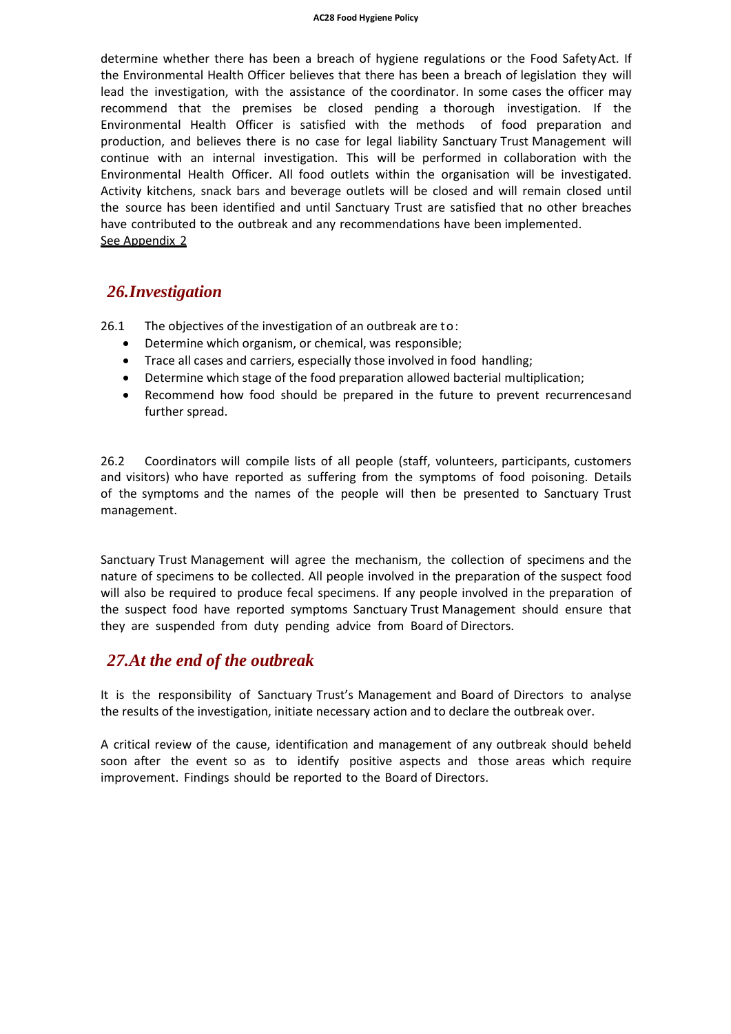determine whether there has been a breach of hygiene regulations or the Food Safety Act. If the Environmental Health Officer believes that there has been a breach of legislation they will lead the investigation, with the assistance of the coordinator. In some cases the officer may recommend that the premises be closed pending a thorough investigation. If the Environmental Health Officer is satisfied with the methods of food preparation and production, and believes there is no case for legal liability Sanctuary Trust Management will continue with an internal investigation. This will be performed in collaboration with the Environmental Health Officer. All food outlets within the organisation will be investigated. Activity kitchens, snack bars and beverage outlets will be closed and will remain closed until the source has been identified and until Sanctuary Trust are satisfied that no other breaches have contributed to the outbreak and any recommendations have been implemented.
See Appendix 2

## *26. Investigation*

26.1 The objectives of the investigation of an outbreak are to:

- Determine which organism, or chemical, was responsible;
- Trace all cases and carriers, especially those involved in food handling;
- Determine which stage of the food preparation allowed bacterial multiplication;
- Recommend how food should be prepared in the future to prevent recurrences and further spread.

26.2 Coordinators will compile lists of all people (staff, volunteers, participants, customers and visitors) who have reported as suffering from the symptoms of food poisoning. Details of the symptoms and the names of the people will then be presented to Sanctuary Trust management.

Sanctuary Trust Management will agree the mechanism, the collection of specimens and the nature of specimens to be collected. All people involved in the preparation of the suspect food will also be required to produce fecal specimens. If any people involved in the preparation of the suspect food have reported symptoms Sanctuary Trust Management should ensure that they are suspended from duty pending advice from Board of Directors.

## *27. At the end of the outbreak*

It is the responsibility of Sanctuary Trust's Management and Board of Directors to analyse the results of the investigation, initiate necessary action and to declare the outbreak over.

A critical review of the cause, identification and management of any outbreak should be held soon after the event so as to identify positive aspects and those areas which require improvement. Findings should be reported to the Board of Directors.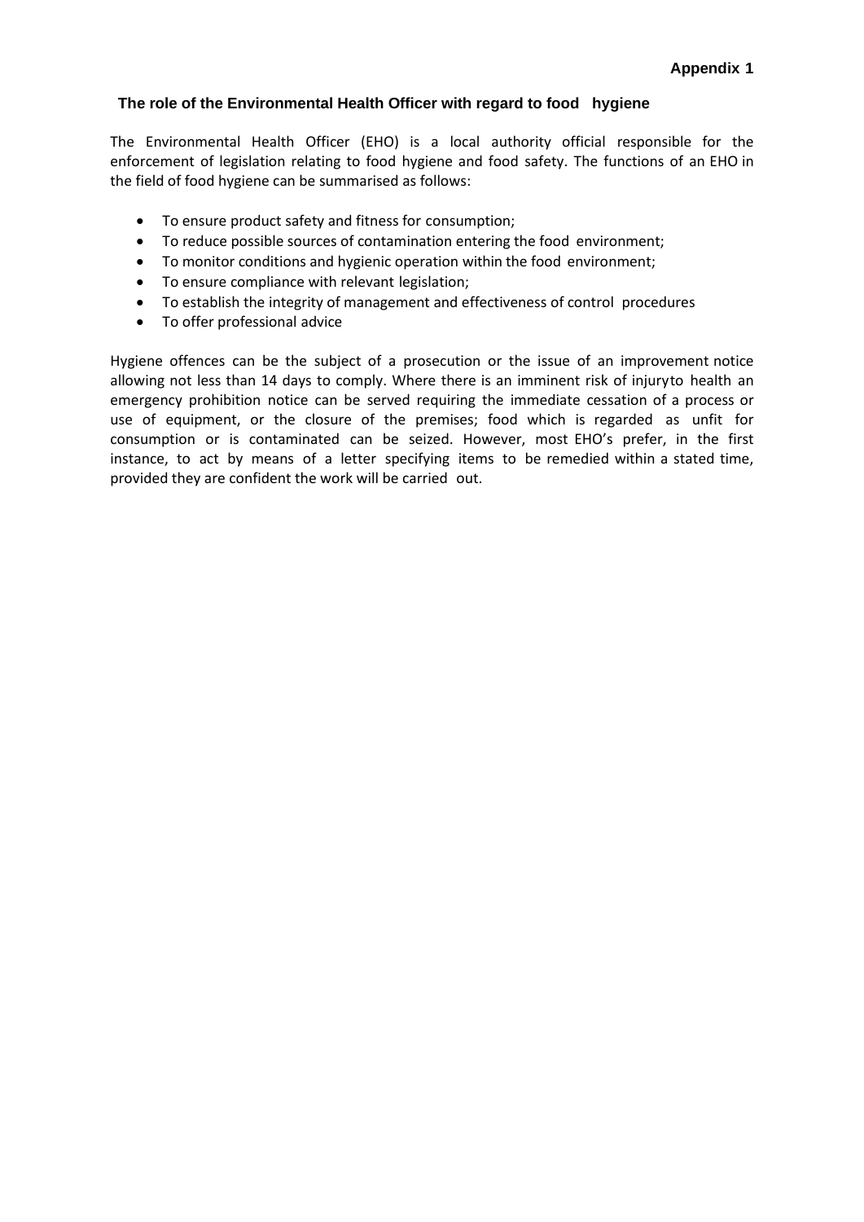**Appendix 1**

## The role of the Environmental Health Officer with regard to food hygiene

The Environmental Health Officer (EHO) is a local authority official responsible for the enforcement of legislation relating to food hygiene and food safety. The functions of an EHO in the field of food hygiene can be summarised as follows:

- To ensure product safety and fitness for consumption;
- To reduce possible sources of contamination entering the food environment;
- To monitor conditions and hygienic operation within the food environment;
- To ensure compliance with relevant legislation;
- To establish the integrity of management and effectiveness of control procedures
- To offer professional advice

Hygiene offences can be the subject of a prosecution or the issue of an improvement notice allowing not less than 14 days to comply. Where there is an imminent risk of injury to health an emergency prohibition notice can be served requiring the immediate cessation of a process or use of equipment, or the closure of the premises; food which is regarded as unfit for consumption or is contaminated can be seized. However, most EHO's prefer, in the first instance, to act by means of a letter specifying items to be remedied within a stated time, provided they are confident the work will be carried out.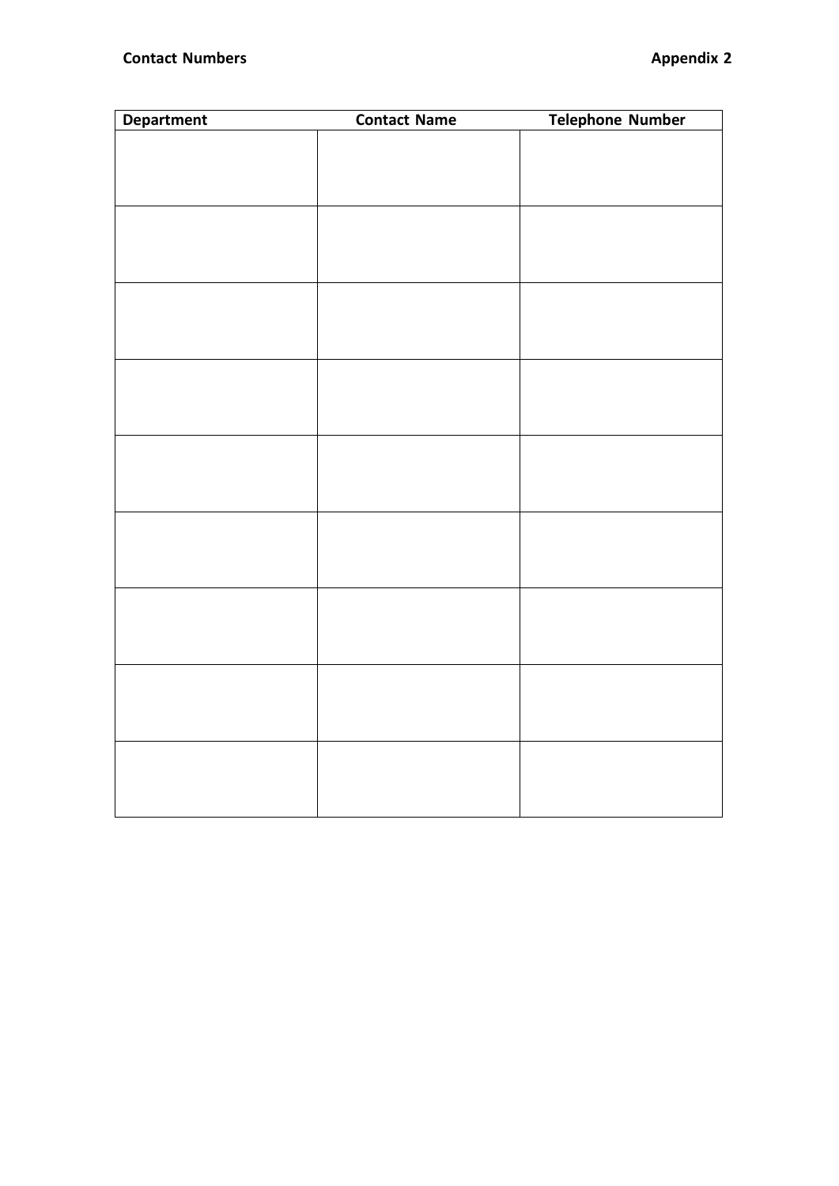**Contact Numbers** **Appendix 2**

| Department | Contact Name | Telephone Number |
|---|---|---|
| | | |
| | | |
| | | |
| | | |
| | | |
| | | |
| | | |
| | | |
| | | |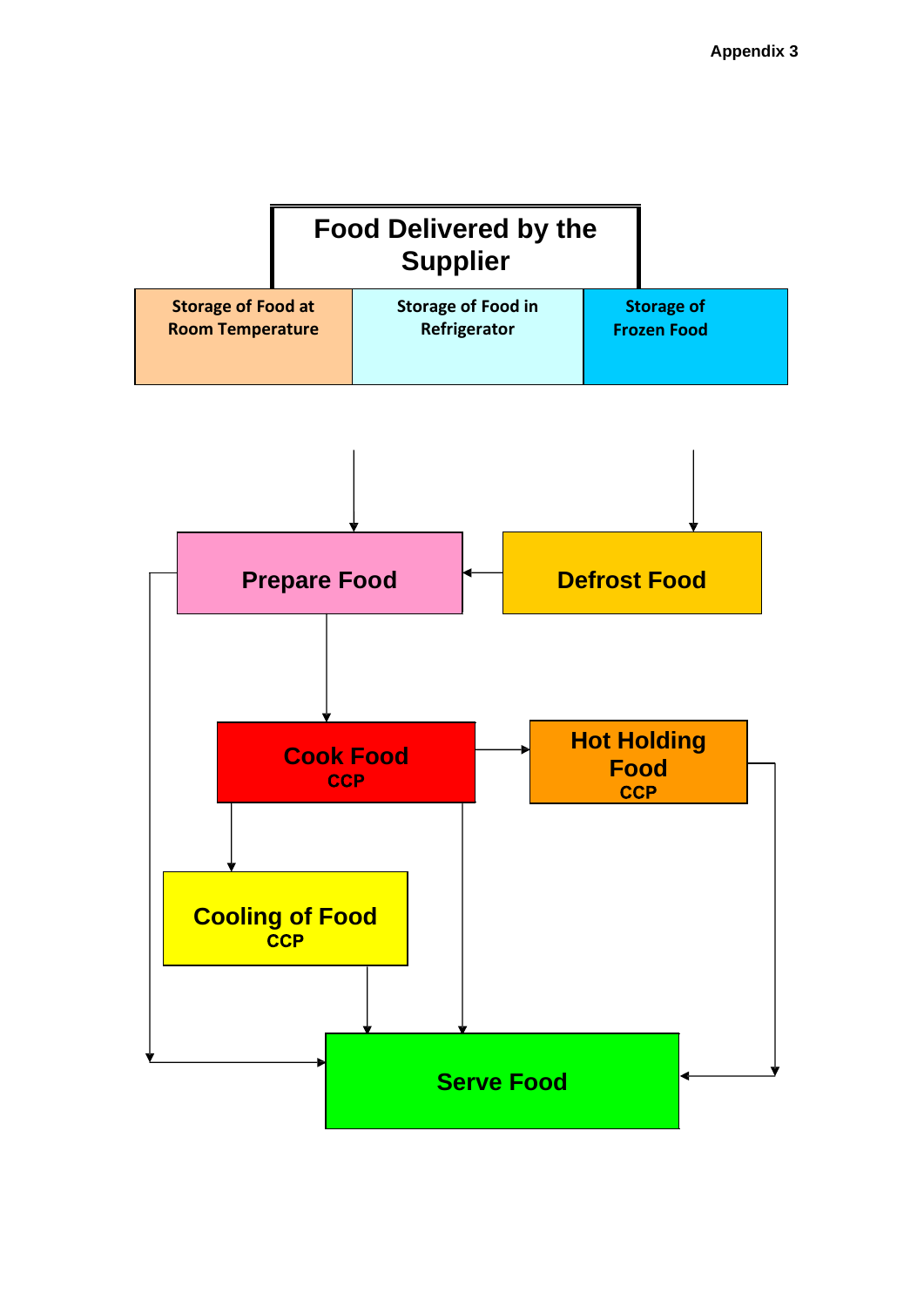Appendix 3

Food Delivered by the Supplier

Storage of Food at Room Temperature

Storage of Food in Refrigerator

Storage of Frozen Food

Prepare Food

Defrost Food

Cook Food
CCP

Hot Holding Food
CCP

Cooling of Food
CCP

Serve Food